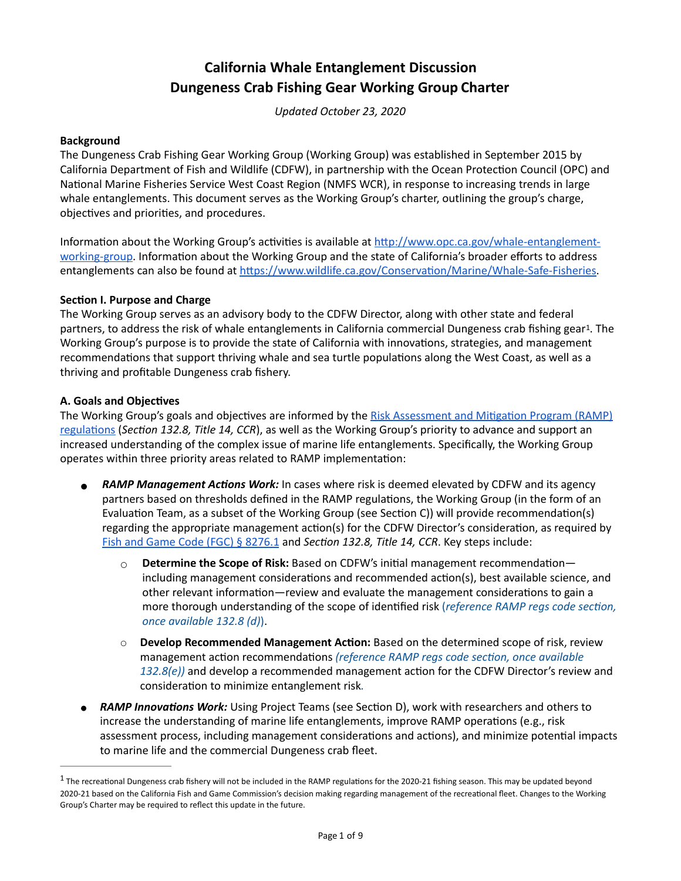# California Whale Entanglement Discussion
# Dungeness Crab Fishing Gear Working Group Charter

*Updated October 23, 2020*

**Background**

The Dungeness Crab Fishing Gear Working Group (Working Group) was established in September 2015 by California Department of Fish and Wildlife (CDFW), in partnership with the Ocean Protection Council (OPC) and National Marine Fisheries Service West Coast Region (NMFS WCR), in response to increasing trends in large whale entanglements. This document serves as the Working Group's charter, outlining the group's charge, objectives and priorities, and procedures.

Information about the Working Group's activities is available at [http://www.opc.ca.gov/whale-entanglement-working-group](http://www.opc.ca.gov/whale-entanglement-working-group). Information about the Working Group and the state of California's broader efforts to address entanglements can also be found at [https://www.wildlife.ca.gov/Conservation/Marine/Whale-Safe-Fisheries](https://www.wildlife.ca.gov/Conservation/Marine/Whale-Safe-Fisheries).

**Section I. Purpose and Charge**

The Working Group serves as an advisory body to the CDFW Director, along with other state and federal partners, to address the risk of whale entanglements in California commercial Dungeness crab fishing gear[1]. The Working Group's purpose is to provide the state of California with innovations, strategies, and management recommendations that support thriving whale and sea turtle populations along the West Coast, as well as a thriving and profitable Dungeness crab fishery.

**A. Goals and Objectives**

The Working Group's goals and objectives are informed by the [Risk Assessment and Mitigation Program (RAMP) regulations](#) (*Section 132.8, Title 14, CCR*), as well as the Working Group's priority to advance and support an increased understanding of the complex issue of marine life entanglements. Specifically, the Working Group operates within three priority areas related to RAMP implementation:

- ***RAMP Management Actions Work:*** In cases where risk is deemed elevated by CDFW and its agency partners based on thresholds defined in the RAMP regulations, the Working Group (in the form of an Evaluation Team, as a subset of the Working Group (see Section C)) will provide recommendation(s) regarding the appropriate management action(s) for the CDFW Director's consideration, as required by [Fish and Game Code (FGC) § 8276.1](#) and *Section 132.8, Title 14, CCR*. Key steps include:
  - **Determine the Scope of Risk:** Based on CDFW's initial management recommendation—including management considerations and recommended action(s), best available science, and other relevant information—review and evaluate the management considerations to gain a more thorough understanding of the scope of identified risk (*reference RAMP regs code section, once available 132.8 (d)*).
  - **Develop Recommended Management Action:** Based on the determined scope of risk, review management action recommendations *(reference RAMP regs code section, once available 132.8(e))* and develop a recommended management action for the CDFW Director's review and consideration to minimize entanglement risk.
- ***RAMP Innovations Work:*** Using Project Teams (see Section D), work with researchers and others to increase the understanding of marine life entanglements, improve RAMP operations (e.g., risk assessment process, including management considerations and actions), and minimize potential impacts to marine life and the commercial Dungeness crab fleet.

---

[1] The recreational Dungeness crab fishery will not be included in the RAMP regulations for the 2020-21 fishing season. This may be updated beyond 2020-21 based on the California Fish and Game Commission's decision making regarding management of the recreational fleet. Changes to the Working Group's Charter may be required to reflect this update in the future.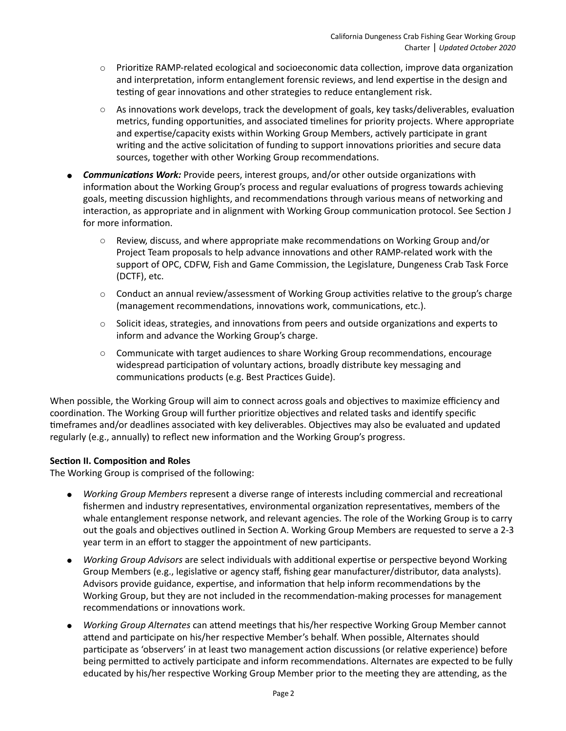- Prioritize RAMP-related ecological and socioeconomic data collection, improve data organization and interpretation, inform entanglement forensic reviews, and lend expertise in the design and testing of gear innovations and other strategies to reduce entanglement risk.
    - As innovations work develops, track the development of goals, key tasks/deliverables, evaluation metrics, funding opportunities, and associated timelines for priority projects. Where appropriate and expertise/capacity exists within Working Group Members, actively participate in grant writing and the active solicitation of funding to support innovations priorities and secure data sources, together with other Working Group recommendations.
- ***Communications Work:*** Provide peers, interest groups, and/or other outside organizations with information about the Working Group's process and regular evaluations of progress towards achieving goals, meeting discussion highlights, and recommendations through various means of networking and interaction, as appropriate and in alignment with Working Group communication protocol. See Section J for more information.
    - Review, discuss, and where appropriate make recommendations on Working Group and/or Project Team proposals to help advance innovations and other RAMP-related work with the support of OPC, CDFW, Fish and Game Commission, the Legislature, Dungeness Crab Task Force (DCTF), etc.
    - Conduct an annual review/assessment of Working Group activities relative to the group's charge (management recommendations, innovations work, communications, etc.).
    - Solicit ideas, strategies, and innovations from peers and outside organizations and experts to inform and advance the Working Group's charge.
    - Communicate with target audiences to share Working Group recommendations, encourage widespread participation of voluntary actions, broadly distribute key messaging and communications products (e.g. Best Practices Guide).

When possible, the Working Group will aim to connect across goals and objectives to maximize efficiency and coordination. The Working Group will further prioritize objectives and related tasks and identify specific timeframes and/or deadlines associated with key deliverables. Objectives may also be evaluated and updated regularly (e.g., annually) to reflect new information and the Working Group's progress.

**Section II. Composition and Roles**

The Working Group is comprised of the following:

- *Working Group Members* represent a diverse range of interests including commercial and recreational fishermen and industry representatives, environmental organization representatives, members of the whale entanglement response network, and relevant agencies. The role of the Working Group is to carry out the goals and objectives outlined in Section A. Working Group Members are requested to serve a 2-3 year term in an effort to stagger the appointment of new participants.
- *Working Group Advisors* are select individuals with additional expertise or perspective beyond Working Group Members (e.g., legislative or agency staff, fishing gear manufacturer/distributor, data analysts). Advisors provide guidance, expertise, and information that help inform recommendations by the Working Group, but they are not included in the recommendation-making processes for management recommendations or innovations work.
- *Working Group Alternates* can attend meetings that his/her respective Working Group Member cannot attend and participate on his/her respective Member's behalf. When possible, Alternates should participate as 'observers' in at least two management action discussions (or relative experience) before being permitted to actively participate and inform recommendations. Alternates are expected to be fully educated by his/her respective Working Group Member prior to the meeting they are attending, as the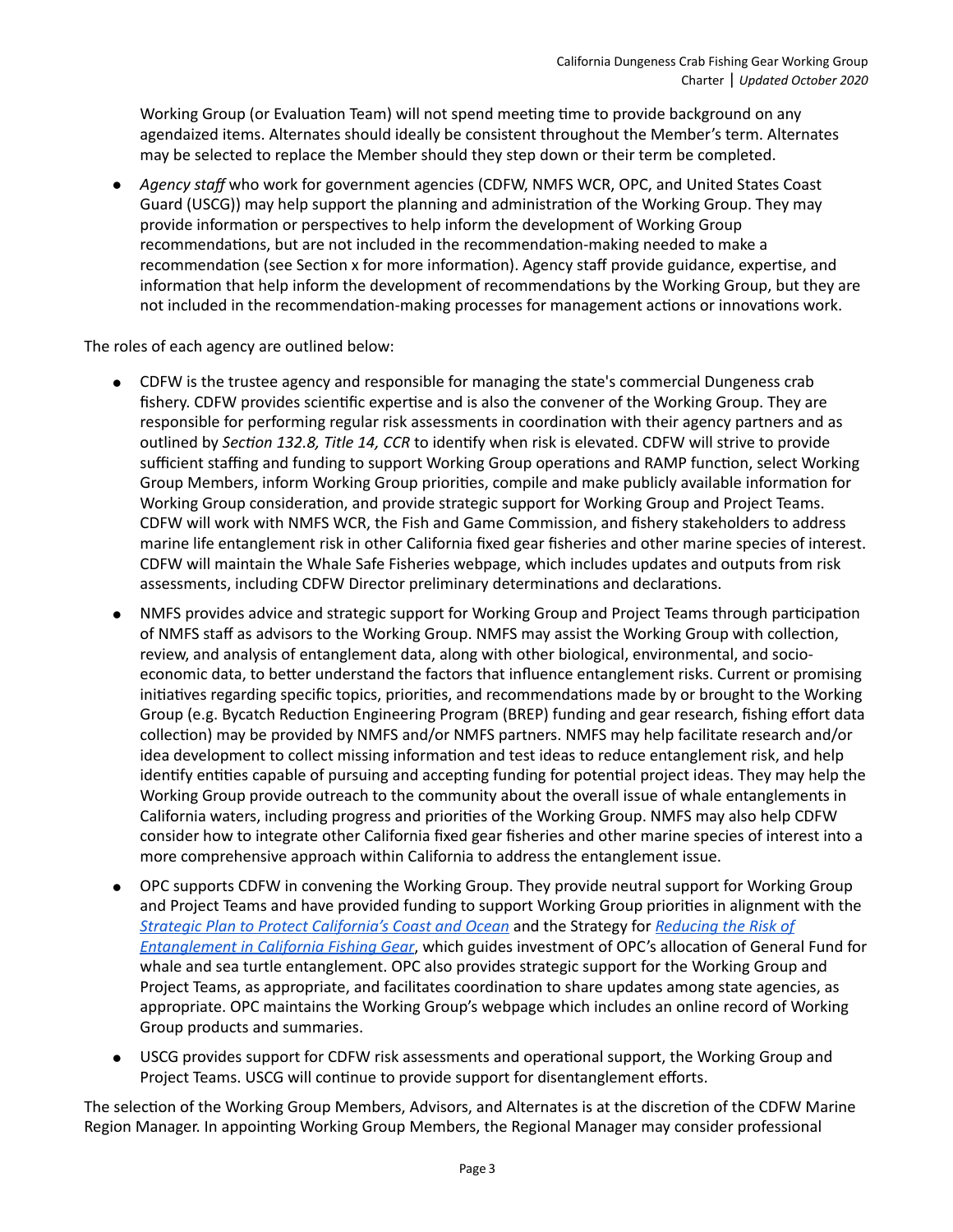Working Group (or Evaluation Team) will not spend meeting time to provide background on any agendaized items. Alternates should ideally be consistent throughout the Member's term. Alternates may be selected to replace the Member should they step down or their term be completed.

- *Agency staff* who work for government agencies (CDFW, NMFS WCR, OPC, and United States Coast Guard (USCG)) may help support the planning and administration of the Working Group. They may provide information or perspectives to help inform the development of Working Group recommendations, but are not included in the recommendation-making needed to make a recommendation (see Section x for more information). Agency staff provide guidance, expertise, and information that help inform the development of recommendations by the Working Group, but they are not included in the recommendation-making processes for management actions or innovations work.

The roles of each agency are outlined below:

- CDFW is the trustee agency and responsible for managing the state's commercial Dungeness crab fishery. CDFW provides scientific expertise and is also the convener of the Working Group. They are responsible for performing regular risk assessments in coordination with their agency partners and as outlined by *Section 132.8, Title 14, CCR* to identify when risk is elevated. CDFW will strive to provide sufficient staffing and funding to support Working Group operations and RAMP function, select Working Group Members, inform Working Group priorities, compile and make publicly available information for Working Group consideration, and provide strategic support for Working Group and Project Teams. CDFW will work with NMFS WCR, the Fish and Game Commission, and fishery stakeholders to address marine life entanglement risk in other California fixed gear fisheries and other marine species of interest. CDFW will maintain the Whale Safe Fisheries webpage, which includes updates and outputs from risk assessments, including CDFW Director preliminary determinations and declarations.
- NMFS provides advice and strategic support for Working Group and Project Teams through participation of NMFS staff as advisors to the Working Group. NMFS may assist the Working Group with collection, review, and analysis of entanglement data, along with other biological, environmental, and socio-economic data, to better understand the factors that influence entanglement risks. Current or promising initiatives regarding specific topics, priorities, and recommendations made by or brought to the Working Group (e.g. Bycatch Reduction Engineering Program (BREP) funding and gear research, fishing effort data collection) may be provided by NMFS and/or NMFS partners. NMFS may help facilitate research and/or idea development to collect missing information and test ideas to reduce entanglement risk, and help identify entities capable of pursuing and accepting funding for potential project ideas. They may help the Working Group provide outreach to the community about the overall issue of whale entanglements in California waters, including progress and priorities of the Working Group. NMFS may also help CDFW consider how to integrate other California fixed gear fisheries and other marine species of interest into a more comprehensive approach within California to address the entanglement issue.
- OPC supports CDFW in convening the Working Group. They provide neutral support for Working Group and Project Teams and have provided funding to support Working Group priorities in alignment with the *Strategic Plan to Protect California's Coast and Ocean* and the Strategy for *Reducing the Risk of Entanglement in California Fishing Gear*, which guides investment of OPC's allocation of General Fund for whale and sea turtle entanglement. OPC also provides strategic support for the Working Group and Project Teams, as appropriate, and facilitates coordination to share updates among state agencies, as appropriate. OPC maintains the Working Group's webpage which includes an online record of Working Group products and summaries.
- USCG provides support for CDFW risk assessments and operational support, the Working Group and Project Teams. USCG will continue to provide support for disentanglement efforts.

The selection of the Working Group Members, Advisors, and Alternates is at the discretion of the CDFW Marine Region Manager. In appointing Working Group Members, the Regional Manager may consider professional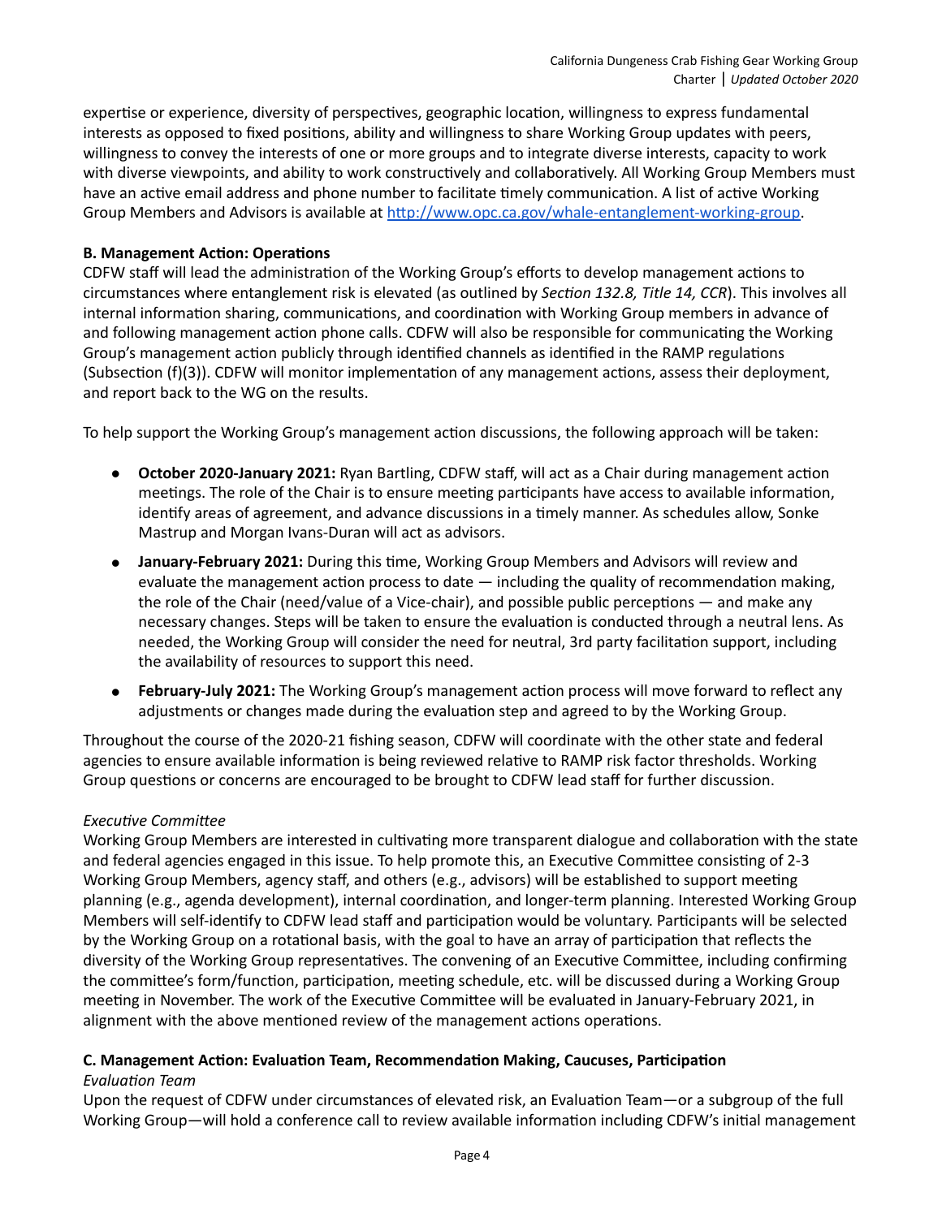expertise or experience, diversity of perspectives, geographic location, willingness to express fundamental interests as opposed to fixed positions, ability and willingness to share Working Group updates with peers, willingness to convey the interests of one or more groups and to integrate diverse interests, capacity to work with diverse viewpoints, and ability to work constructively and collaboratively. All Working Group Members must have an active email address and phone number to facilitate timely communication. A list of active Working Group Members and Advisors is available at [http://www.opc.ca.gov/whale-entanglement-working-group](http://www.opc.ca.gov/whale-entanglement-working-group).

**B. Management Action: Operations**

CDFW staff will lead the administration of the Working Group's efforts to develop management actions to circumstances where entanglement risk is elevated (as outlined by *Section 132.8, Title 14, CCR*). This involves all internal information sharing, communications, and coordination with Working Group members in advance of and following management action phone calls. CDFW will also be responsible for communicating the Working Group's management action publicly through identified channels as identified in the RAMP regulations (Subsection (f)(3)). CDFW will monitor implementation of any management actions, assess their deployment, and report back to the WG on the results.

To help support the Working Group's management action discussions, the following approach will be taken:

- **October 2020-January 2021:** Ryan Bartling, CDFW staff, will act as a Chair during management action meetings. The role of the Chair is to ensure meeting participants have access to available information, identify areas of agreement, and advance discussions in a timely manner. As schedules allow, Sonke Mastrup and Morgan Ivans-Duran will act as advisors.
- **January-February 2021:** During this time, Working Group Members and Advisors will review and evaluate the management action process to date — including the quality of recommendation making, the role of the Chair (need/value of a Vice-chair), and possible public perceptions — and make any necessary changes. Steps will be taken to ensure the evaluation is conducted through a neutral lens. As needed, the Working Group will consider the need for neutral, 3rd party facilitation support, including the availability of resources to support this need.
- **February-July 2021:** The Working Group's management action process will move forward to reflect any adjustments or changes made during the evaluation step and agreed to by the Working Group.

Throughout the course of the 2020-21 fishing season, CDFW will coordinate with the other state and federal agencies to ensure available information is being reviewed relative to RAMP risk factor thresholds. Working Group questions or concerns are encouraged to be brought to CDFW lead staff for further discussion.

*Executive Committee*

Working Group Members are interested in cultivating more transparent dialogue and collaboration with the state and federal agencies engaged in this issue. To help promote this, an Executive Committee consisting of 2-3 Working Group Members, agency staff, and others (e.g., advisors) will be established to support meeting planning (e.g., agenda development), internal coordination, and longer-term planning. Interested Working Group Members will self-identify to CDFW lead staff and participation would be voluntary. Participants will be selected by the Working Group on a rotational basis, with the goal to have an array of participation that reflects the diversity of the Working Group representatives. The convening of an Executive Committee, including confirming the committee's form/function, participation, meeting schedule, etc. will be discussed during a Working Group meeting in November. The work of the Executive Committee will be evaluated in January-February 2021, in alignment with the above mentioned review of the management actions operations.

**C. Management Action: Evaluation Team, Recommendation Making, Caucuses, Participation**

*Evaluation Team*

Upon the request of CDFW under circumstances of elevated risk, an Evaluation Team—or a subgroup of the full Working Group—will hold a conference call to review available information including CDFW's initial management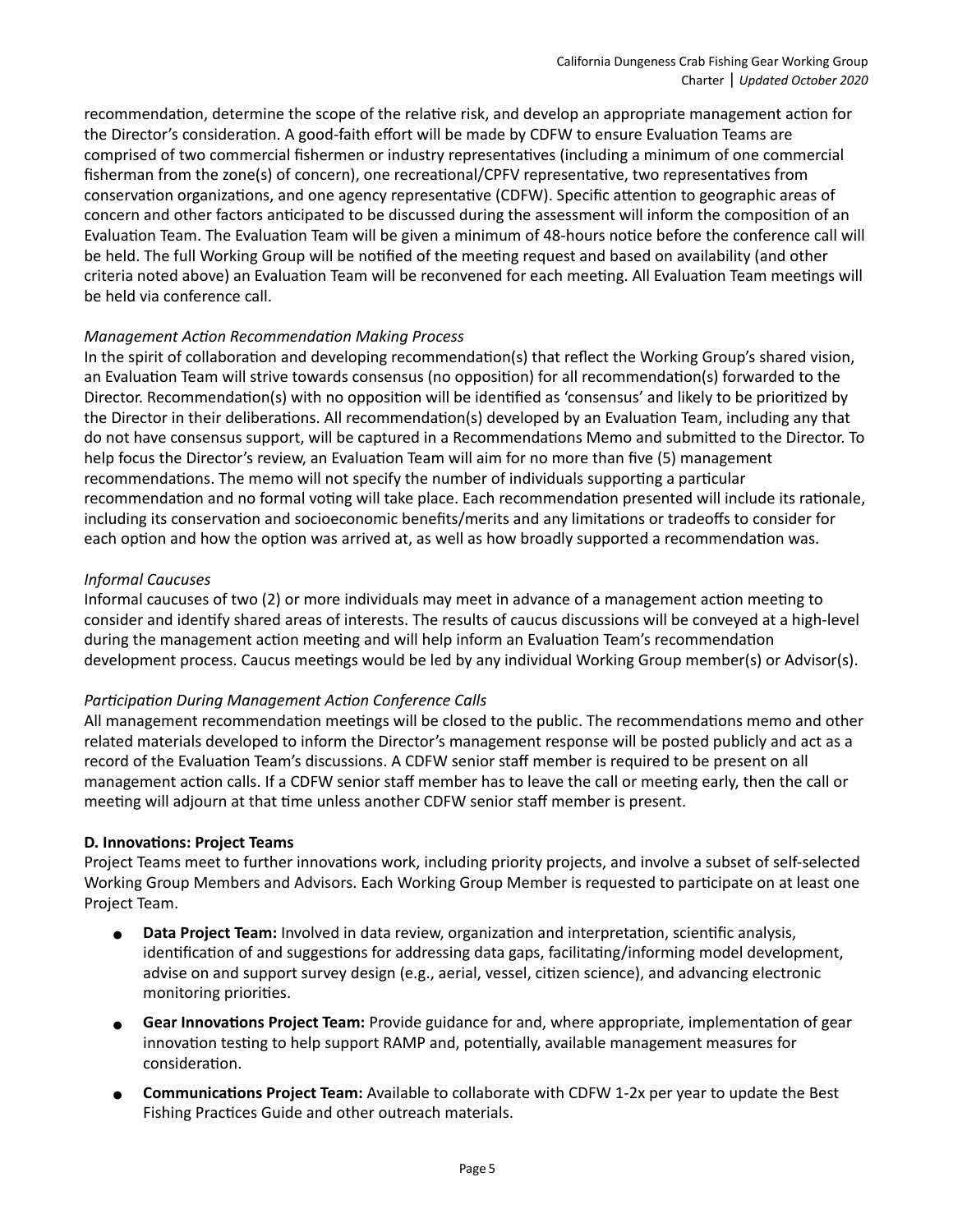recommendation, determine the scope of the relative risk, and develop an appropriate management action for the Director's consideration. A good-faith effort will be made by CDFW to ensure Evaluation Teams are comprised of two commercial fishermen or industry representatives (including a minimum of one commercial fisherman from the zone(s) of concern), one recreational/CPFV representative, two representatives from conservation organizations, and one agency representative (CDFW). Specific attention to geographic areas of concern and other factors anticipated to be discussed during the assessment will inform the composition of an Evaluation Team. The Evaluation Team will be given a minimum of 48-hours notice before the conference call will be held. The full Working Group will be notified of the meeting request and based on availability (and other criteria noted above) an Evaluation Team will be reconvened for each meeting. All Evaluation Team meetings will be held via conference call.

*Management Action Recommendation Making Process*

In the spirit of collaboration and developing recommendation(s) that reflect the Working Group's shared vision, an Evaluation Team will strive towards consensus (no opposition) for all recommendation(s) forwarded to the Director. Recommendation(s) with no opposition will be identified as 'consensus' and likely to be prioritized by the Director in their deliberations. All recommendation(s) developed by an Evaluation Team, including any that do not have consensus support, will be captured in a Recommendations Memo and submitted to the Director. To help focus the Director's review, an Evaluation Team will aim for no more than five (5) management recommendations. The memo will not specify the number of individuals supporting a particular recommendation and no formal voting will take place. Each recommendation presented will include its rationale, including its conservation and socioeconomic benefits/merits and any limitations or tradeoffs to consider for each option and how the option was arrived at, as well as how broadly supported a recommendation was.

*Informal Caucuses*

Informal caucuses of two (2) or more individuals may meet in advance of a management action meeting to consider and identify shared areas of interests. The results of caucus discussions will be conveyed at a high-level during the management action meeting and will help inform an Evaluation Team's recommendation development process. Caucus meetings would be led by any individual Working Group member(s) or Advisor(s).

*Participation During Management Action Conference Calls*

All management recommendation meetings will be closed to the public. The recommendations memo and other related materials developed to inform the Director's management response will be posted publicly and act as a record of the Evaluation Team's discussions. A CDFW senior staff member is required to be present on all management action calls. If a CDFW senior staff member has to leave the call or meeting early, then the call or meeting will adjourn at that time unless another CDFW senior staff member is present.

**D. Innovations: Project Teams**

Project Teams meet to further innovations work, including priority projects, and involve a subset of self-selected Working Group Members and Advisors. Each Working Group Member is requested to participate on at least one Project Team.

- **Data Project Team:** Involved in data review, organization and interpretation, scientific analysis, identification of and suggestions for addressing data gaps, facilitating/informing model development, advise on and support survey design (e.g., aerial, vessel, citizen science), and advancing electronic monitoring priorities.
- **Gear Innovations Project Team:** Provide guidance for and, where appropriate, implementation of gear innovation testing to help support RAMP and, potentially, available management measures for consideration.
- **Communications Project Team:** Available to collaborate with CDFW 1-2x per year to update the Best Fishing Practices Guide and other outreach materials.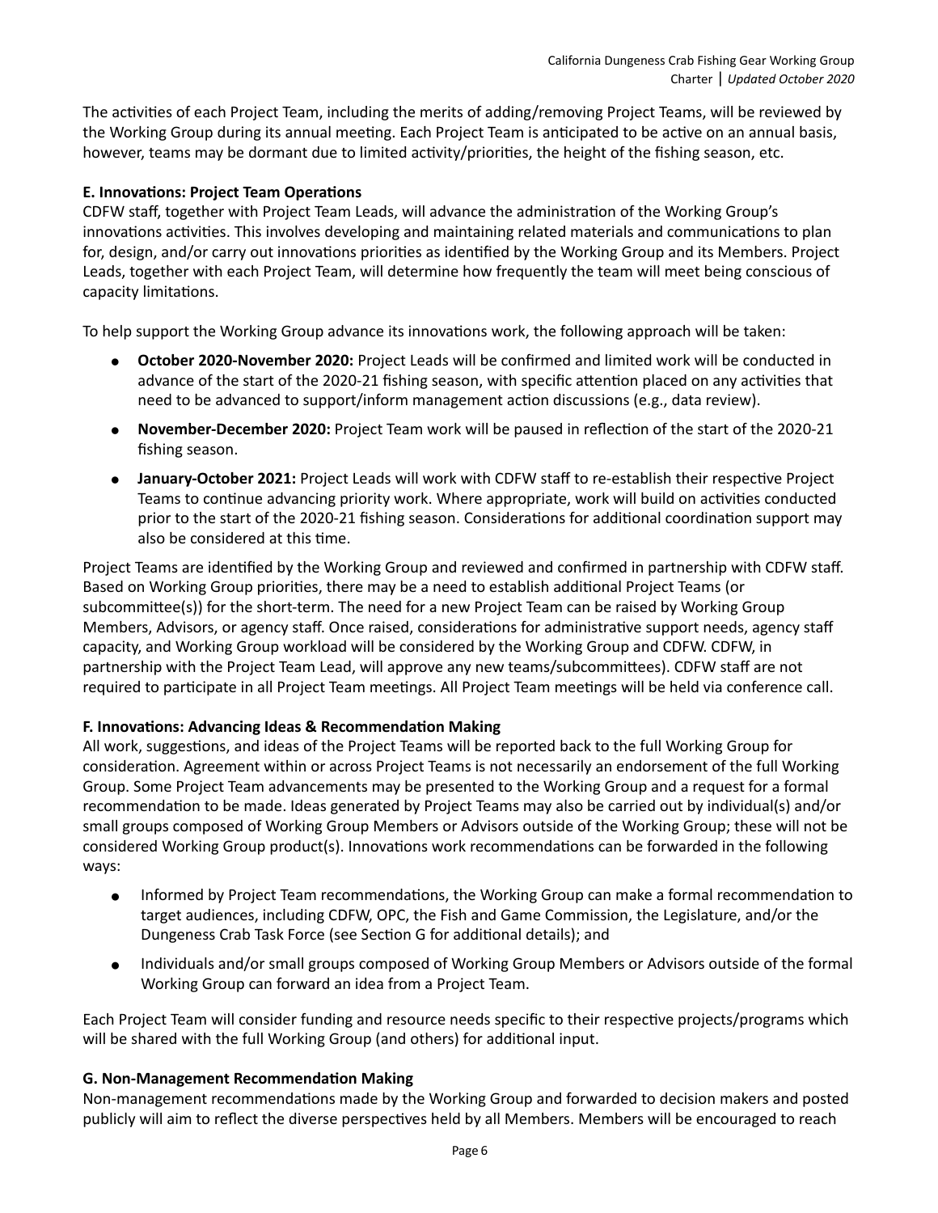The activities of each Project Team, including the merits of adding/removing Project Teams, will be reviewed by the Working Group during its annual meeting. Each Project Team is anticipated to be active on an annual basis, however, teams may be dormant due to limited activity/priorities, the height of the fishing season, etc.

**E. Innovations: Project Team Operations**

CDFW staff, together with Project Team Leads, will advance the administration of the Working Group's innovations activities. This involves developing and maintaining related materials and communications to plan for, design, and/or carry out innovations priorities as identified by the Working Group and its Members. Project Leads, together with each Project Team, will determine how frequently the team will meet being conscious of capacity limitations.

To help support the Working Group advance its innovations work, the following approach will be taken:

- **October 2020-November 2020:** Project Leads will be confirmed and limited work will be conducted in advance of the start of the 2020-21 fishing season, with specific attention placed on any activities that need to be advanced to support/inform management action discussions (e.g., data review).
- **November-December 2020:** Project Team work will be paused in reflection of the start of the 2020-21 fishing season.
- **January-October 2021:** Project Leads will work with CDFW staff to re-establish their respective Project Teams to continue advancing priority work. Where appropriate, work will build on activities conducted prior to the start of the 2020-21 fishing season. Considerations for additional coordination support may also be considered at this time.

Project Teams are identified by the Working Group and reviewed and confirmed in partnership with CDFW staff. Based on Working Group priorities, there may be a need to establish additional Project Teams (or subcommittee(s)) for the short-term. The need for a new Project Team can be raised by Working Group Members, Advisors, or agency staff. Once raised, considerations for administrative support needs, agency staff capacity, and Working Group workload will be considered by the Working Group and CDFW. CDFW, in partnership with the Project Team Lead, will approve any new teams/subcommittees). CDFW staff are not required to participate in all Project Team meetings. All Project Team meetings will be held via conference call.

**F. Innovations: Advancing Ideas & Recommendation Making**

All work, suggestions, and ideas of the Project Teams will be reported back to the full Working Group for consideration. Agreement within or across Project Teams is not necessarily an endorsement of the full Working Group. Some Project Team advancements may be presented to the Working Group and a request for a formal recommendation to be made. Ideas generated by Project Teams may also be carried out by individual(s) and/or small groups composed of Working Group Members or Advisors outside of the Working Group; these will not be considered Working Group product(s). Innovations work recommendations can be forwarded in the following ways:

- Informed by Project Team recommendations, the Working Group can make a formal recommendation to target audiences, including CDFW, OPC, the Fish and Game Commission, the Legislature, and/or the Dungeness Crab Task Force (see Section G for additional details); and
- Individuals and/or small groups composed of Working Group Members or Advisors outside of the formal Working Group can forward an idea from a Project Team.

Each Project Team will consider funding and resource needs specific to their respective projects/programs which will be shared with the full Working Group (and others) for additional input.

**G. Non-Management Recommendation Making**

Non-management recommendations made by the Working Group and forwarded to decision makers and posted publicly will aim to reflect the diverse perspectives held by all Members. Members will be encouraged to reach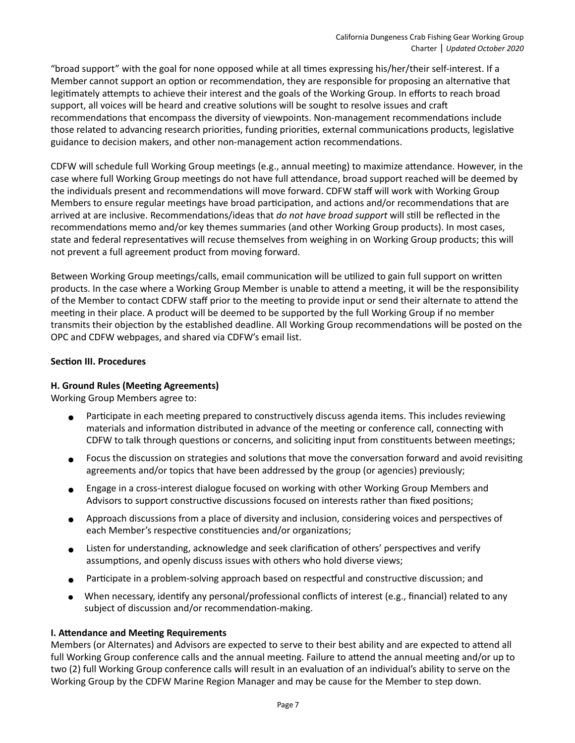"broad support" with the goal for none opposed while at all times expressing his/her/their self-interest. If a Member cannot support an option or recommendation, they are responsible for proposing an alternative that legitimately attempts to achieve their interest and the goals of the Working Group. In efforts to reach broad support, all voices will be heard and creative solutions will be sought to resolve issues and craft recommendations that encompass the diversity of viewpoints. Non-management recommendations include those related to advancing research priorities, funding priorities, external communications products, legislative guidance to decision makers, and other non-management action recommendations.

CDFW will schedule full Working Group meetings (e.g., annual meeting) to maximize attendance. However, in the case where full Working Group meetings do not have full attendance, broad support reached will be deemed by the individuals present and recommendations will move forward. CDFW staff will work with Working Group Members to ensure regular meetings have broad participation, and actions and/or recommendations that are arrived at are inclusive. Recommendations/ideas that *do not have broad support* will still be reflected in the recommendations memo and/or key themes summaries (and other Working Group products). In most cases, state and federal representatives will recuse themselves from weighing in on Working Group products; this will not prevent a full agreement product from moving forward.

Between Working Group meetings/calls, email communication will be utilized to gain full support on written products. In the case where a Working Group Member is unable to attend a meeting, it will be the responsibility of the Member to contact CDFW staff prior to the meeting to provide input or send their alternate to attend the meeting in their place. A product will be deemed to be supported by the full Working Group if no member transmits their objection by the established deadline. All Working Group recommendations will be posted on the OPC and CDFW webpages, and shared via CDFW's email list.

## Section III. Procedures

### H. Ground Rules (Meeting Agreements)

Working Group Members agree to:

- Participate in each meeting prepared to constructively discuss agenda items. This includes reviewing materials and information distributed in advance of the meeting or conference call, connecting with CDFW to talk through questions or concerns, and soliciting input from constituents between meetings;
- Focus the discussion on strategies and solutions that move the conversation forward and avoid revisiting agreements and/or topics that have been addressed by the group (or agencies) previously;
- Engage in a cross-interest dialogue focused on working with other Working Group Members and Advisors to support constructive discussions focused on interests rather than fixed positions;
- Approach discussions from a place of diversity and inclusion, considering voices and perspectives of each Member's respective constituencies and/or organizations;
- Listen for understanding, acknowledge and seek clarification of others' perspectives and verify assumptions, and openly discuss issues with others who hold diverse views;
- Participate in a problem-solving approach based on respectful and constructive discussion; and
- When necessary, identify any personal/professional conflicts of interest (e.g., financial) related to any subject of discussion and/or recommendation-making.

### I. Attendance and Meeting Requirements

Members (or Alternates) and Advisors are expected to serve to their best ability and are expected to attend all full Working Group conference calls and the annual meeting. Failure to attend the annual meeting and/or up to two (2) full Working Group conference calls will result in an evaluation of an individual's ability to serve on the Working Group by the CDFW Marine Region Manager and may be cause for the Member to step down.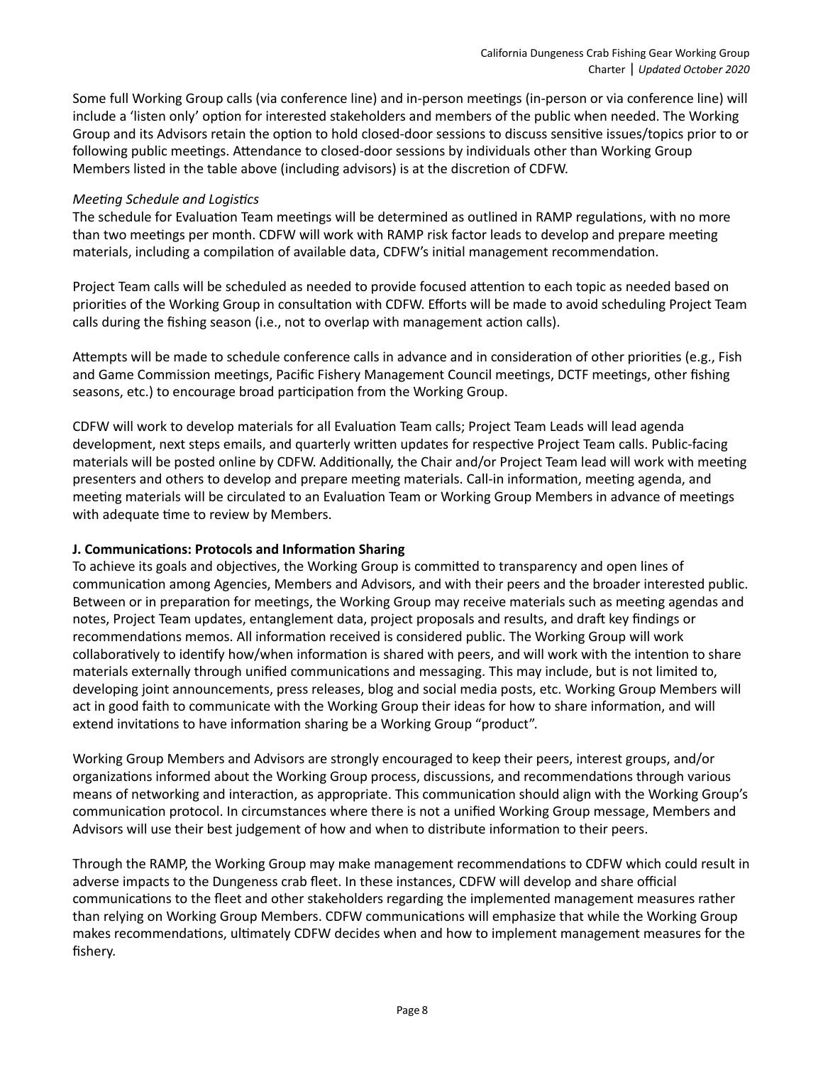Some full Working Group calls (via conference line) and in-person meetings (in-person or via conference line) will include a 'listen only' option for interested stakeholders and members of the public when needed. The Working Group and its Advisors retain the option to hold closed-door sessions to discuss sensitive issues/topics prior to or following public meetings. Attendance to closed-door sessions by individuals other than Working Group Members listed in the table above (including advisors) is at the discretion of CDFW.

*Meeting Schedule and Logistics*

The schedule for Evaluation Team meetings will be determined as outlined in RAMP regulations, with no more than two meetings per month. CDFW will work with RAMP risk factor leads to develop and prepare meeting materials, including a compilation of available data, CDFW's initial management recommendation.

Project Team calls will be scheduled as needed to provide focused attention to each topic as needed based on priorities of the Working Group in consultation with CDFW. Efforts will be made to avoid scheduling Project Team calls during the fishing season (i.e., not to overlap with management action calls).

Attempts will be made to schedule conference calls in advance and in consideration of other priorities (e.g., Fish and Game Commission meetings, Pacific Fishery Management Council meetings, DCTF meetings, other fishing seasons, etc.) to encourage broad participation from the Working Group.

CDFW will work to develop materials for all Evaluation Team calls; Project Team Leads will lead agenda development, next steps emails, and quarterly written updates for respective Project Team calls. Public-facing materials will be posted online by CDFW. Additionally, the Chair and/or Project Team lead will work with meeting presenters and others to develop and prepare meeting materials. Call-in information, meeting agenda, and meeting materials will be circulated to an Evaluation Team or Working Group Members in advance of meetings with adequate time to review by Members.

**J. Communications: Protocols and Information Sharing**

To achieve its goals and objectives, the Working Group is committed to transparency and open lines of communication among Agencies, Members and Advisors, and with their peers and the broader interested public. Between or in preparation for meetings, the Working Group may receive materials such as meeting agendas and notes, Project Team updates, entanglement data, project proposals and results, and draft key findings or recommendations memos. All information received is considered public. The Working Group will work collaboratively to identify how/when information is shared with peers, and will work with the intention to share materials externally through unified communications and messaging. This may include, but is not limited to, developing joint announcements, press releases, blog and social media posts, etc. Working Group Members will act in good faith to communicate with the Working Group their ideas for how to share information, and will extend invitations to have information sharing be a Working Group "product".

Working Group Members and Advisors are strongly encouraged to keep their peers, interest groups, and/or organizations informed about the Working Group process, discussions, and recommendations through various means of networking and interaction, as appropriate. This communication should align with the Working Group's communication protocol. In circumstances where there is not a unified Working Group message, Members and Advisors will use their best judgement of how and when to distribute information to their peers.

Through the RAMP, the Working Group may make management recommendations to CDFW which could result in adverse impacts to the Dungeness crab fleet. In these instances, CDFW will develop and share official communications to the fleet and other stakeholders regarding the implemented management measures rather than relying on Working Group Members. CDFW communications will emphasize that while the Working Group makes recommendations, ultimately CDFW decides when and how to implement management measures for the fishery.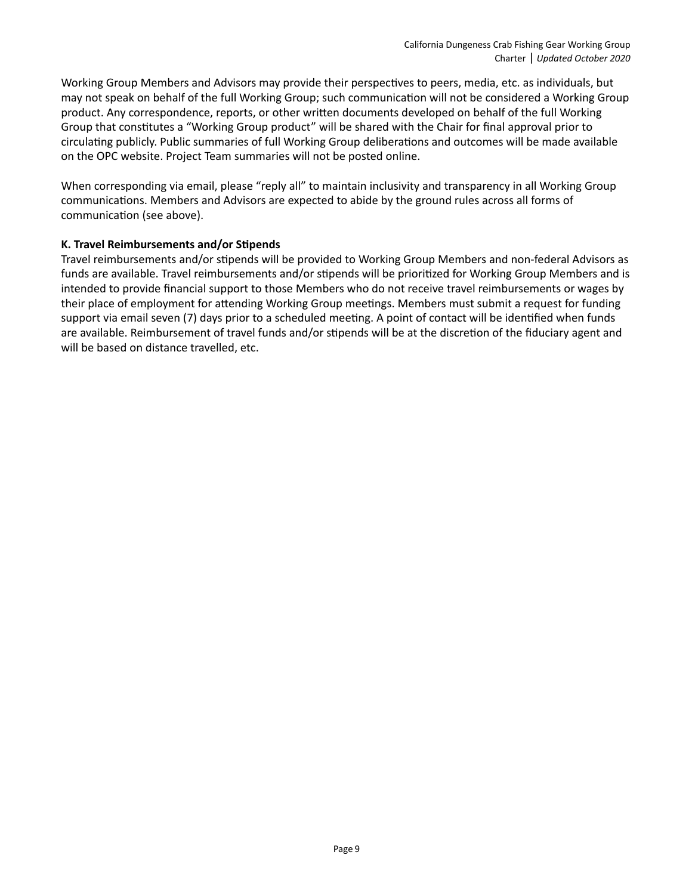Working Group Members and Advisors may provide their perspectives to peers, media, etc. as individuals, but may not speak on behalf of the full Working Group; such communication will not be considered a Working Group product. Any correspondence, reports, or other written documents developed on behalf of the full Working Group that constitutes a "Working Group product" will be shared with the Chair for final approval prior to circulating publicly. Public summaries of full Working Group deliberations and outcomes will be made available on the OPC website. Project Team summaries will not be posted online.

When corresponding via email, please "reply all" to maintain inclusivity and transparency in all Working Group communications. Members and Advisors are expected to abide by the ground rules across all forms of communication (see above).

**K. Travel Reimbursements and/or Stipends**

Travel reimbursements and/or stipends will be provided to Working Group Members and non-federal Advisors as funds are available. Travel reimbursements and/or stipends will be prioritized for Working Group Members and is intended to provide financial support to those Members who do not receive travel reimbursements or wages by their place of employment for attending Working Group meetings. Members must submit a request for funding support via email seven (7) days prior to a scheduled meeting. A point of contact will be identified when funds are available. Reimbursement of travel funds and/or stipends will be at the discretion of the fiduciary agent and will be based on distance travelled, etc.